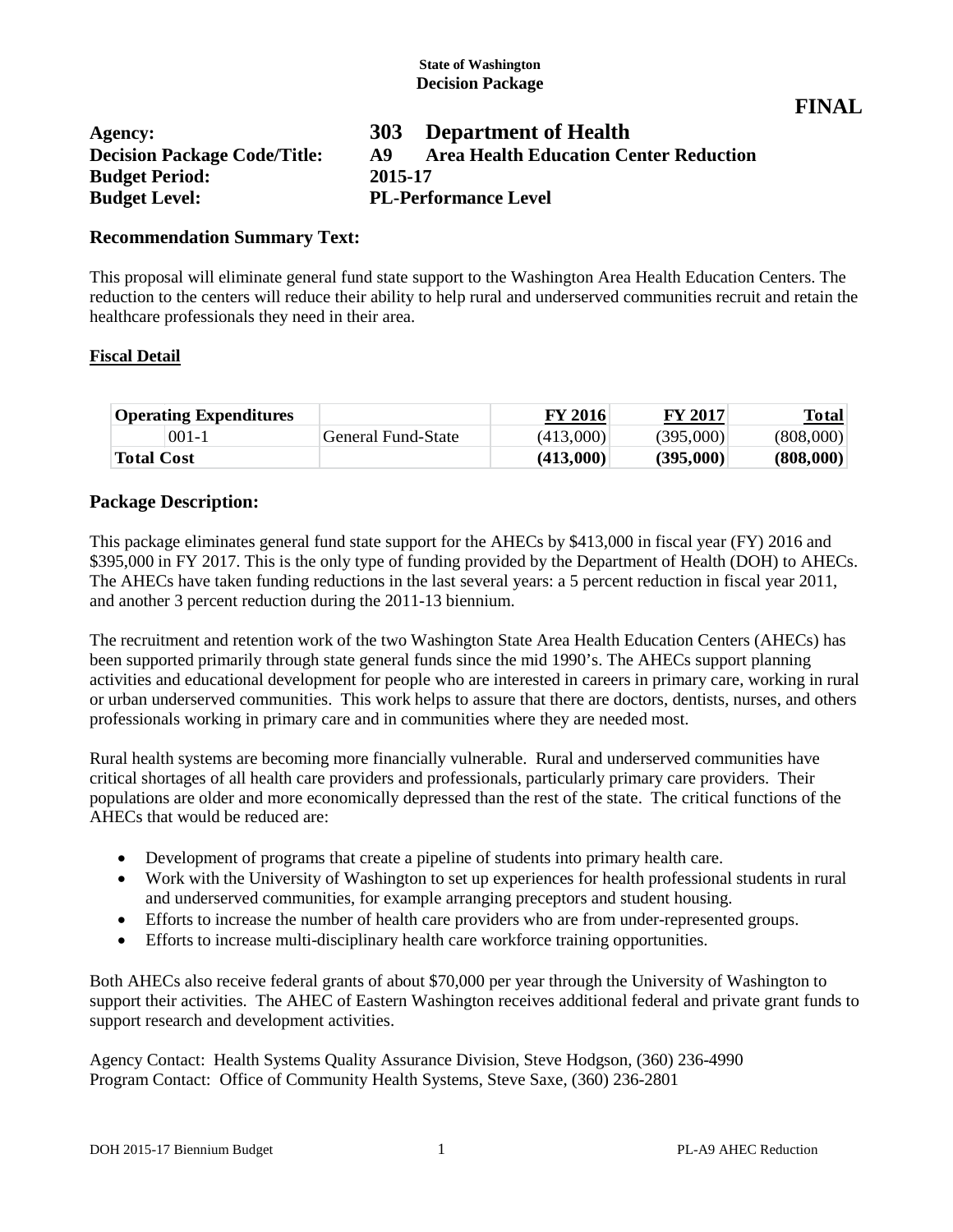**State of Washington**
**Decision Package**

**FINAL**

| | |
|---|---|
| **Agency:** | **303 Department of Health** |
| **Decision Package Code/Title:** | **A9 Area Health Education Center Reduction** |
| **Budget Period:** | **2015-17** |
| **Budget Level:** | **PL-Performance Level** |

## Recommendation Summary Text:

This proposal will eliminate general fund state support to the Washington Area Health Education Centers. The reduction to the centers will reduce their ability to help rural and underserved communities recruit and retain the healthcare professionals they need in their area.

**Fiscal Detail**

| **Operating Expenditures** | | **FY 2016** | **FY 2017** | **Total** |
|---|---|---|---|---|
| 001-1 | General Fund-State | (413,000) | (395,000) | (808,000) |
| **Total Cost** | | **(413,000)** | **(395,000)** | **(808,000)** |

## Package Description:

This package eliminates general fund state support for the AHECs by $413,000 in fiscal year (FY) 2016 and $395,000 in FY 2017. This is the only type of funding provided by the Department of Health (DOH) to AHECs. The AHECs have taken funding reductions in the last several years: a 5 percent reduction in fiscal year 2011, and another 3 percent reduction during the 2011-13 biennium.

The recruitment and retention work of the two Washington State Area Health Education Centers (AHECs) has been supported primarily through state general funds since the mid 1990's. The AHECs support planning activities and educational development for people who are interested in careers in primary care, working in rural or urban underserved communities. This work helps to assure that there are doctors, dentists, nurses, and others professionals working in primary care and in communities where they are needed most.

Rural health systems are becoming more financially vulnerable. Rural and underserved communities have critical shortages of all health care providers and professionals, particularly primary care providers. Their populations are older and more economically depressed than the rest of the state. The critical functions of the AHECs that would be reduced are:

- Development of programs that create a pipeline of students into primary health care.
- Work with the University of Washington to set up experiences for health professional students in rural and underserved communities, for example arranging preceptors and student housing.
- Efforts to increase the number of health care providers who are from under-represented groups.
- Efforts to increase multi-disciplinary health care workforce training opportunities.

Both AHECs also receive federal grants of about $70,000 per year through the University of Washington to support their activities. The AHEC of Eastern Washington receives additional federal and private grant funds to support research and development activities.

Agency Contact: Health Systems Quality Assurance Division, Steve Hodgson, (360) 236-4990
Program Contact: Office of Community Health Systems, Steve Saxe, (360) 236-2801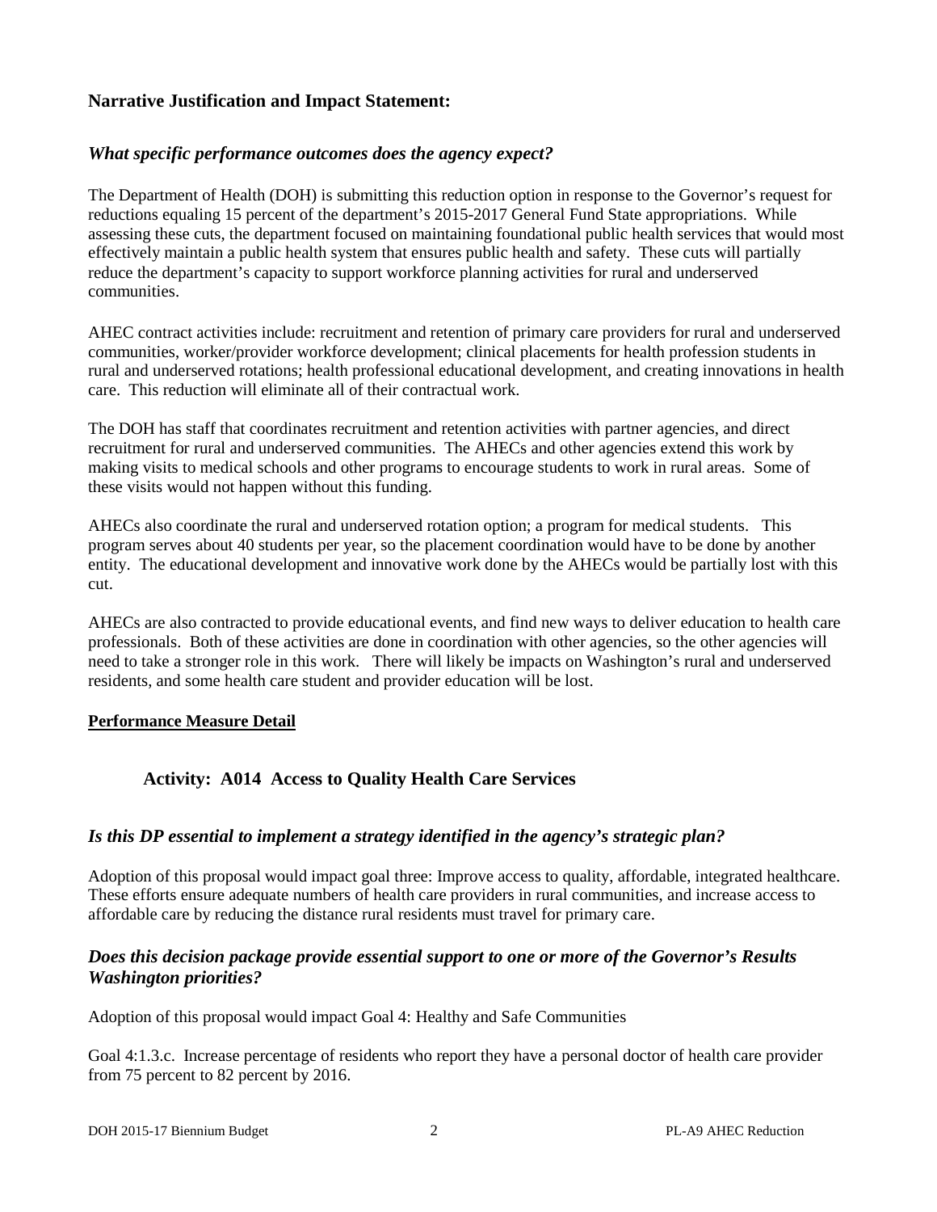## Narrative Justification and Impact Statement:

### *What specific performance outcomes does the agency expect?*

The Department of Health (DOH) is submitting this reduction option in response to the Governor's request for reductions equaling 15 percent of the department's 2015-2017 General Fund State appropriations. While assessing these cuts, the department focused on maintaining foundational public health services that would most effectively maintain a public health system that ensures public health and safety. These cuts will partially reduce the department's capacity to support workforce planning activities for rural and underserved communities.

AHEC contract activities include: recruitment and retention of primary care providers for rural and underserved communities, worker/provider workforce development; clinical placements for health profession students in rural and underserved rotations; health professional educational development, and creating innovations in health care. This reduction will eliminate all of their contractual work.

The DOH has staff that coordinates recruitment and retention activities with partner agencies, and direct recruitment for rural and underserved communities. The AHECs and other agencies extend this work by making visits to medical schools and other programs to encourage students to work in rural areas. Some of these visits would not happen without this funding.

AHECs also coordinate the rural and underserved rotation option; a program for medical students. This program serves about 40 students per year, so the placement coordination would have to be done by another entity. The educational development and innovative work done by the AHECs would be partially lost with this cut.

AHECs are also contracted to provide educational events, and find new ways to deliver education to health care professionals. Both of these activities are done in coordination with other agencies, so the other agencies will need to take a stronger role in this work. There will likely be impacts on Washington's rural and underserved residents, and some health care student and provider education will be lost.

**Performance Measure Detail**

### Activity: A014 Access to Quality Health Care Services

### *Is this DP essential to implement a strategy identified in the agency's strategic plan?*

Adoption of this proposal would impact goal three: Improve access to quality, affordable, integrated healthcare. These efforts ensure adequate numbers of health care providers in rural communities, and increase access to affordable care by reducing the distance rural residents must travel for primary care.

### *Does this decision package provide essential support to one or more of the Governor's Results Washington priorities?*

Adoption of this proposal would impact Goal 4: Healthy and Safe Communities

Goal 4:1.3.c. Increase percentage of residents who report they have a personal doctor of health care provider from 75 percent to 82 percent by 2016.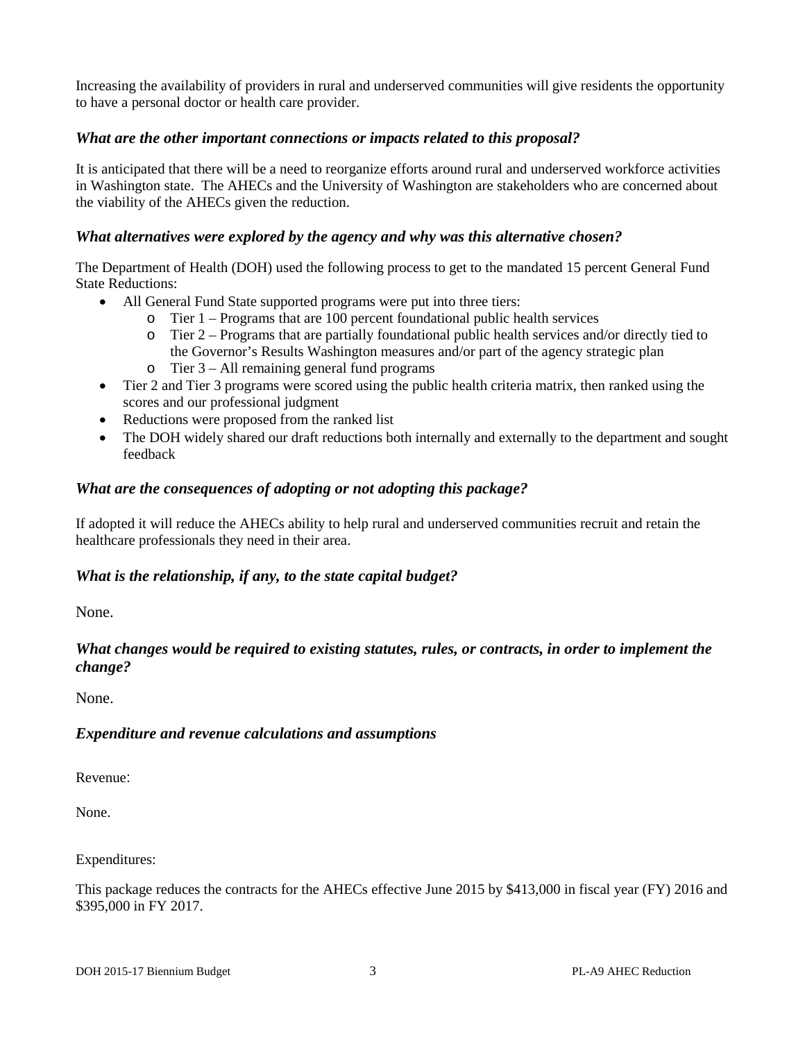Increasing the availability of providers in rural and underserved communities will give residents the opportunity to have a personal doctor or health care provider.

### *What are the other important connections or impacts related to this proposal?*

It is anticipated that there will be a need to reorganize efforts around rural and underserved workforce activities in Washington state. The AHECs and the University of Washington are stakeholders who are concerned about the viability of the AHECs given the reduction.

### *What alternatives were explored by the agency and why was this alternative chosen?*

The Department of Health (DOH) used the following process to get to the mandated 15 percent General Fund State Reductions:

- All General Fund State supported programs were put into three tiers:
  - Tier 1 – Programs that are 100 percent foundational public health services
  - Tier 2 – Programs that are partially foundational public health services and/or directly tied to the Governor's Results Washington measures and/or part of the agency strategic plan
  - Tier 3 – All remaining general fund programs
- Tier 2 and Tier 3 programs were scored using the public health criteria matrix, then ranked using the scores and our professional judgment
- Reductions were proposed from the ranked list
- The DOH widely shared our draft reductions both internally and externally to the department and sought feedback

### *What are the consequences of adopting or not adopting this package?*

If adopted it will reduce the AHECs ability to help rural and underserved communities recruit and retain the healthcare professionals they need in their area.

### *What is the relationship, if any, to the state capital budget?*

None.

### *What changes would be required to existing statutes, rules, or contracts, in order to implement the change?*

None.

### *Expenditure and revenue calculations and assumptions*

Revenue:

None.

Expenditures:

This package reduces the contracts for the AHECs effective June 2015 by $413,000 in fiscal year (FY) 2016 and $395,000 in FY 2017.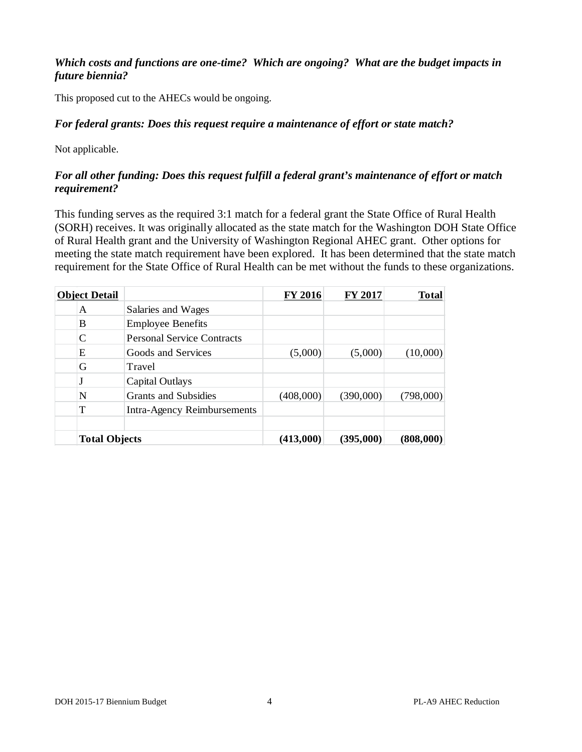***Which costs and functions are one-time? Which are ongoing? What are the budget impacts in future biennia?***

This proposed cut to the AHECs would be ongoing.

***For federal grants: Does this request require a maintenance of effort or state match?***

Not applicable.

***For all other funding: Does this request fulfill a federal grant's maintenance of effort or match requirement?***

This funding serves as the required 3:1 match for a federal grant the State Office of Rural Health (SORH) receives. It was originally allocated as the state match for the Washington DOH State Office of Rural Health grant and the University of Washington Regional AHEC grant. Other options for meeting the state match requirement have been explored. It has been determined that the state match requirement for the State Office of Rural Health can be met without the funds to these organizations.

| Object Detail | | FY 2016 | FY 2017 | Total |
|---|---|---|---|---|
| A | Salaries and Wages | | | |
| B | Employee Benefits | | | |
| C | Personal Service Contracts | | | |
| E | Goods and Services | (5,000) | (5,000) | (10,000) |
| G | Travel | | | |
| J | Capital Outlays | | | |
| N | Grants and Subsidies | (408,000) | (390,000) | (798,000) |
| T | Intra-Agency Reimbursements | | | |
| | | | | |
| **Total Objects** | | **(413,000)** | **(395,000)** | **(808,000)** |